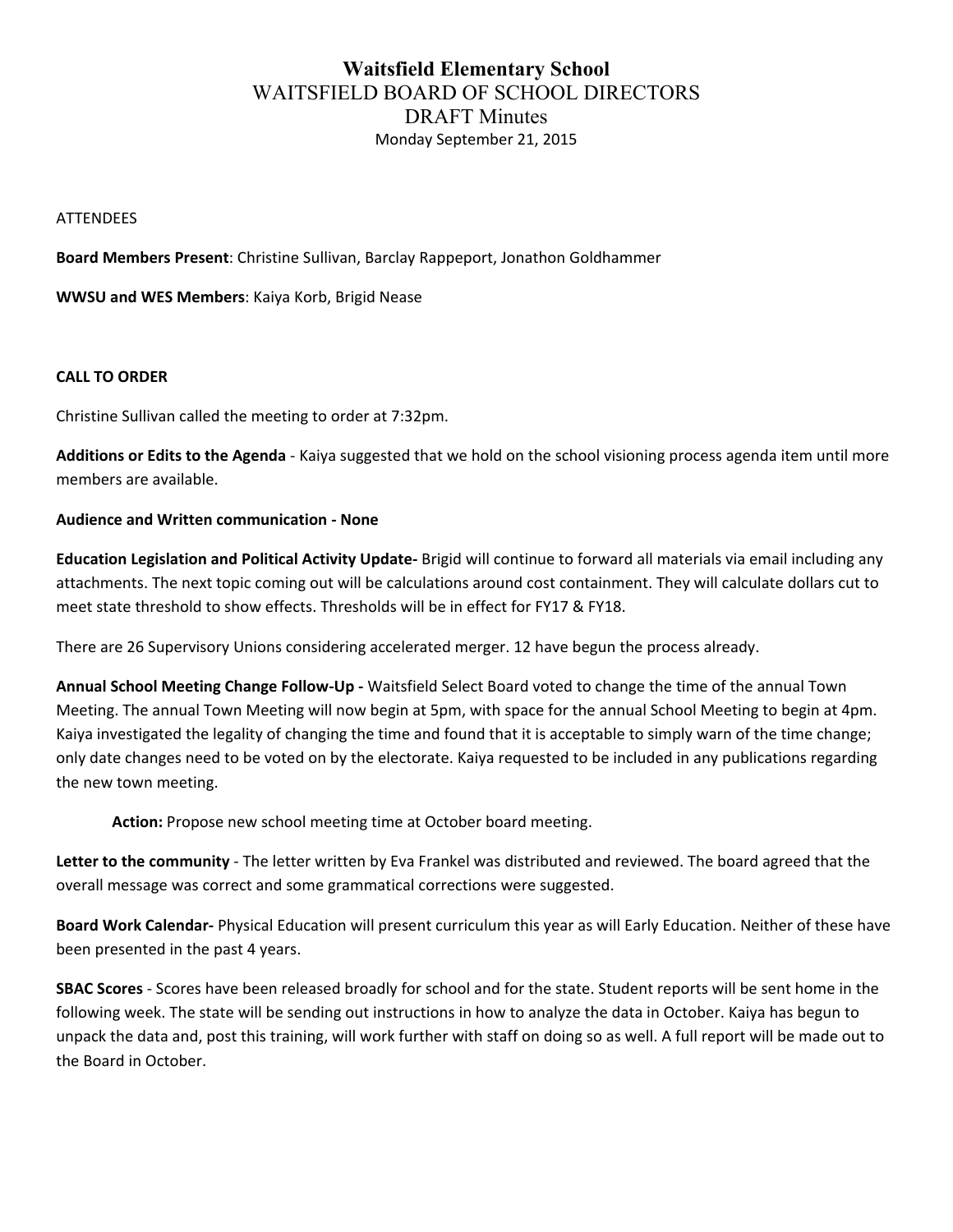# Waitsfield Elementary School

## WAITSFIELD BOARD OF SCHOOL DIRECTORS

## DRAFT Minutes

Monday September 21, 2015

ATTENDEES

**Board Members Present**: Christine Sullivan, Barclay Rappeport, Jonathon Goldhammer

**WWSU and WES Members**: Kaiya Korb, Brigid Nease

**CALL TO ORDER**

Christine Sullivan called the meeting to order at 7:32pm.

**Additions or Edits to the Agenda** - Kaiya suggested that we hold on the school visioning process agenda item until more members are available.

**Audience and Written communication - None**

**Education Legislation and Political Activity Update-** Brigid will continue to forward all materials via email including any attachments. The next topic coming out will be calculations around cost containment. They will calculate dollars cut to meet state threshold to show effects. Thresholds will be in effect for FY17 & FY18.

There are 26 Supervisory Unions considering accelerated merger. 12 have begun the process already.

**Annual School Meeting Change Follow-Up -** Waitsfield Select Board voted to change the time of the annual Town Meeting. The annual Town Meeting will now begin at 5pm, with space for the annual School Meeting to begin at 4pm. Kaiya investigated the legality of changing the time and found that it is acceptable to simply warn of the time change; only date changes need to be voted on by the electorate. Kaiya requested to be included in any publications regarding the new town meeting.

> **Action:** Propose new school meeting time at October board meeting.

**Letter to the community** - The letter written by Eva Frankel was distributed and reviewed. The board agreed that the overall message was correct and some grammatical corrections were suggested.

**Board Work Calendar-** Physical Education will present curriculum this year as will Early Education. Neither of these have been presented in the past 4 years.

**SBAC Scores** - Scores have been released broadly for school and for the state. Student reports will be sent home in the following week. The state will be sending out instructions in how to analyze the data in October. Kaiya has begun to unpack the data and, post this training, will work further with staff on doing so as well. A full report will be made out to the Board in October.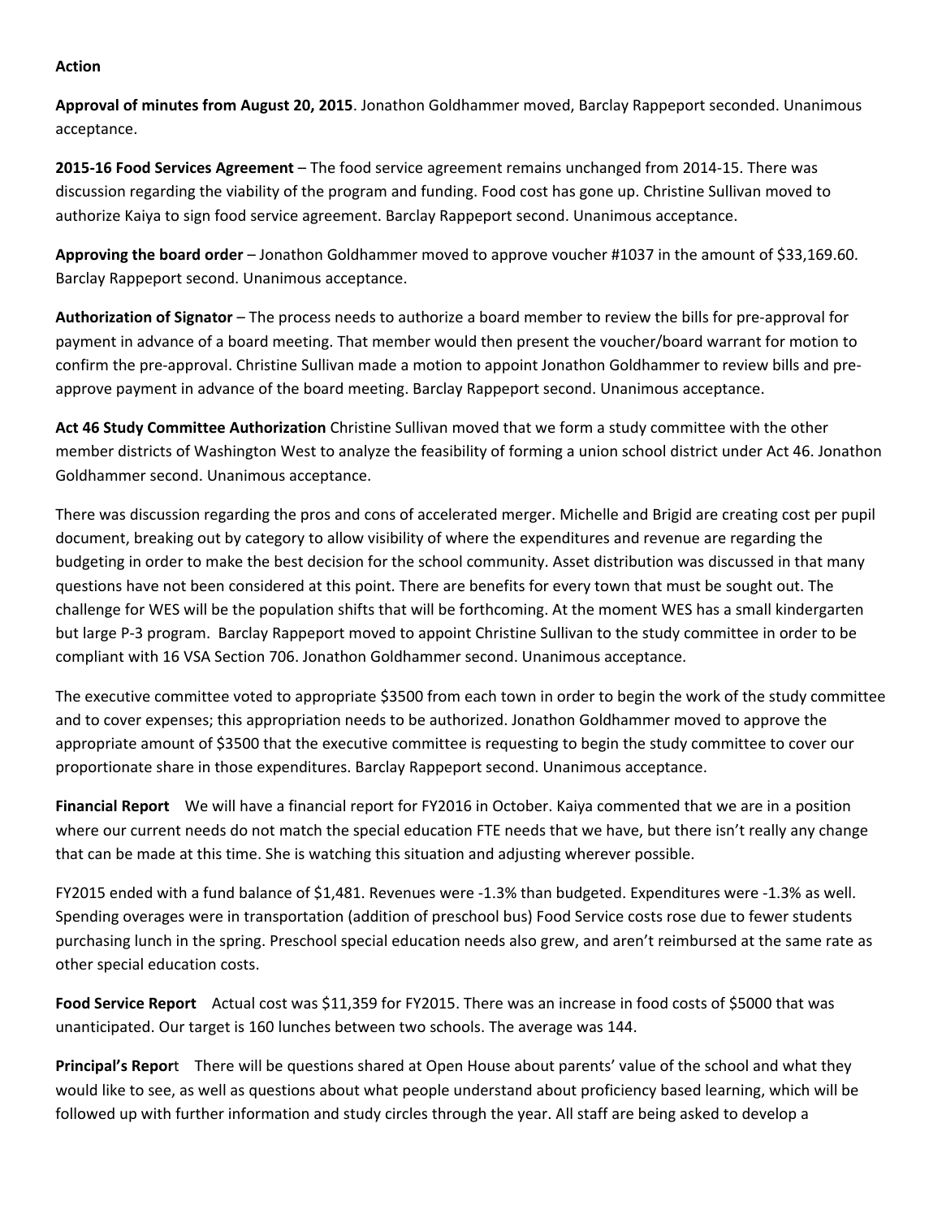**Action**

**Approval of minutes from August 20, 2015**. Jonathon Goldhammer moved, Barclay Rappeport seconded. Unanimous acceptance.

**2015-16 Food Services Agreement** – The food service agreement remains unchanged from 2014-15. There was discussion regarding the viability of the program and funding. Food cost has gone up. Christine Sullivan moved to authorize Kaiya to sign food service agreement. Barclay Rappeport second. Unanimous acceptance.

**Approving the board order** – Jonathon Goldhammer moved to approve voucher #1037 in the amount of $33,169.60. Barclay Rappeport second. Unanimous acceptance.

**Authorization of Signator** – The process needs to authorize a board member to review the bills for pre-approval for payment in advance of a board meeting. That member would then present the voucher/board warrant for motion to confirm the pre-approval. Christine Sullivan made a motion to appoint Jonathon Goldhammer to review bills and pre-approve payment in advance of the board meeting. Barclay Rappeport second. Unanimous acceptance.

**Act 46 Study Committee Authorization** Christine Sullivan moved that we form a study committee with the other member districts of Washington West to analyze the feasibility of forming a union school district under Act 46. Jonathon Goldhammer second. Unanimous acceptance.

There was discussion regarding the pros and cons of accelerated merger. Michelle and Brigid are creating cost per pupil document, breaking out by category to allow visibility of where the expenditures and revenue are regarding the budgeting in order to make the best decision for the school community. Asset distribution was discussed in that many questions have not been considered at this point. There are benefits for every town that must be sought out. The challenge for WES will be the population shifts that will be forthcoming. At the moment WES has a small kindergarten but large P-3 program. Barclay Rappeport moved to appoint Christine Sullivan to the study committee in order to be compliant with 16 VSA Section 706. Jonathon Goldhammer second. Unanimous acceptance.

The executive committee voted to appropriate $3500 from each town in order to begin the work of the study committee and to cover expenses; this appropriation needs to be authorized. Jonathon Goldhammer moved to approve the appropriate amount of $3500 that the executive committee is requesting to begin the study committee to cover our proportionate share in those expenditures. Barclay Rappeport second. Unanimous acceptance.

**Financial Report** We will have a financial report for FY2016 in October. Kaiya commented that we are in a position where our current needs do not match the special education FTE needs that we have, but there isn't really any change that can be made at this time. She is watching this situation and adjusting wherever possible.

FY2015 ended with a fund balance of $1,481. Revenues were -1.3% than budgeted. Expenditures were -1.3% as well. Spending overages were in transportation (addition of preschool bus) Food Service costs rose due to fewer students purchasing lunch in the spring. Preschool special education needs also grew, and aren't reimbursed at the same rate as other special education costs.

**Food Service Report** Actual cost was $11,359 for FY2015. There was an increase in food costs of $5000 that was unanticipated. Our target is 160 lunches between two schools. The average was 144.

**Principal's Report** There will be questions shared at Open House about parents' value of the school and what they would like to see, as well as questions about what people understand about proficiency based learning, which will be followed up with further information and study circles through the year. All staff are being asked to develop a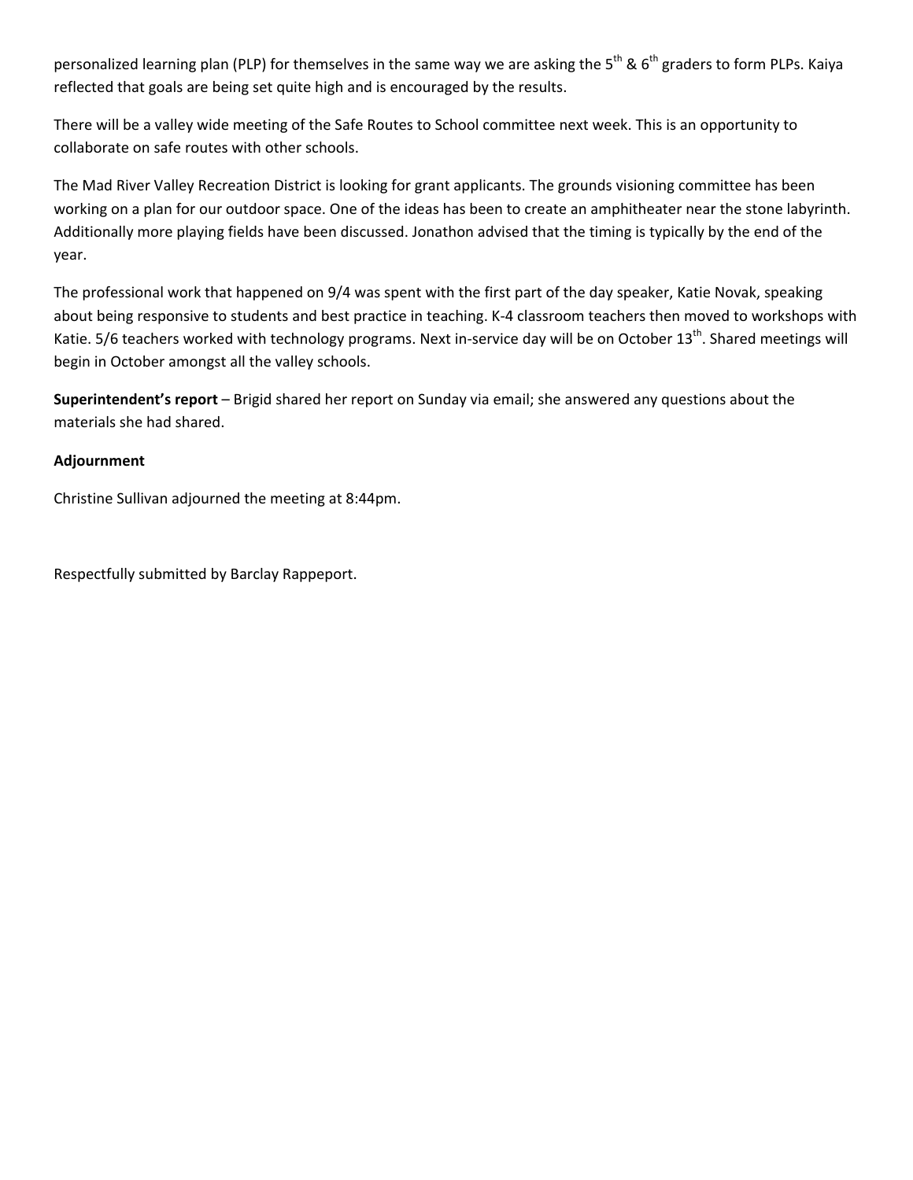personalized learning plan (PLP) for themselves in the same way we are asking the 5th & 6th graders to form PLPs. Kaiya reflected that goals are being set quite high and is encouraged by the results.

There will be a valley wide meeting of the Safe Routes to School committee next week. This is an opportunity to collaborate on safe routes with other schools.

The Mad River Valley Recreation District is looking for grant applicants. The grounds visioning committee has been working on a plan for our outdoor space. One of the ideas has been to create an amphitheater near the stone labyrinth. Additionally more playing fields have been discussed. Jonathon advised that the timing is typically by the end of the year.

The professional work that happened on 9/4 was spent with the first part of the day speaker, Katie Novak, speaking about being responsive to students and best practice in teaching. K-4 classroom teachers then moved to workshops with Katie. 5/6 teachers worked with technology programs. Next in-service day will be on October 13th. Shared meetings will begin in October amongst all the valley schools.

**Superintendent's report** – Brigid shared her report on Sunday via email; she answered any questions about the materials she had shared.

**Adjournment**

Christine Sullivan adjourned the meeting at 8:44pm.

Respectfully submitted by Barclay Rappeport.